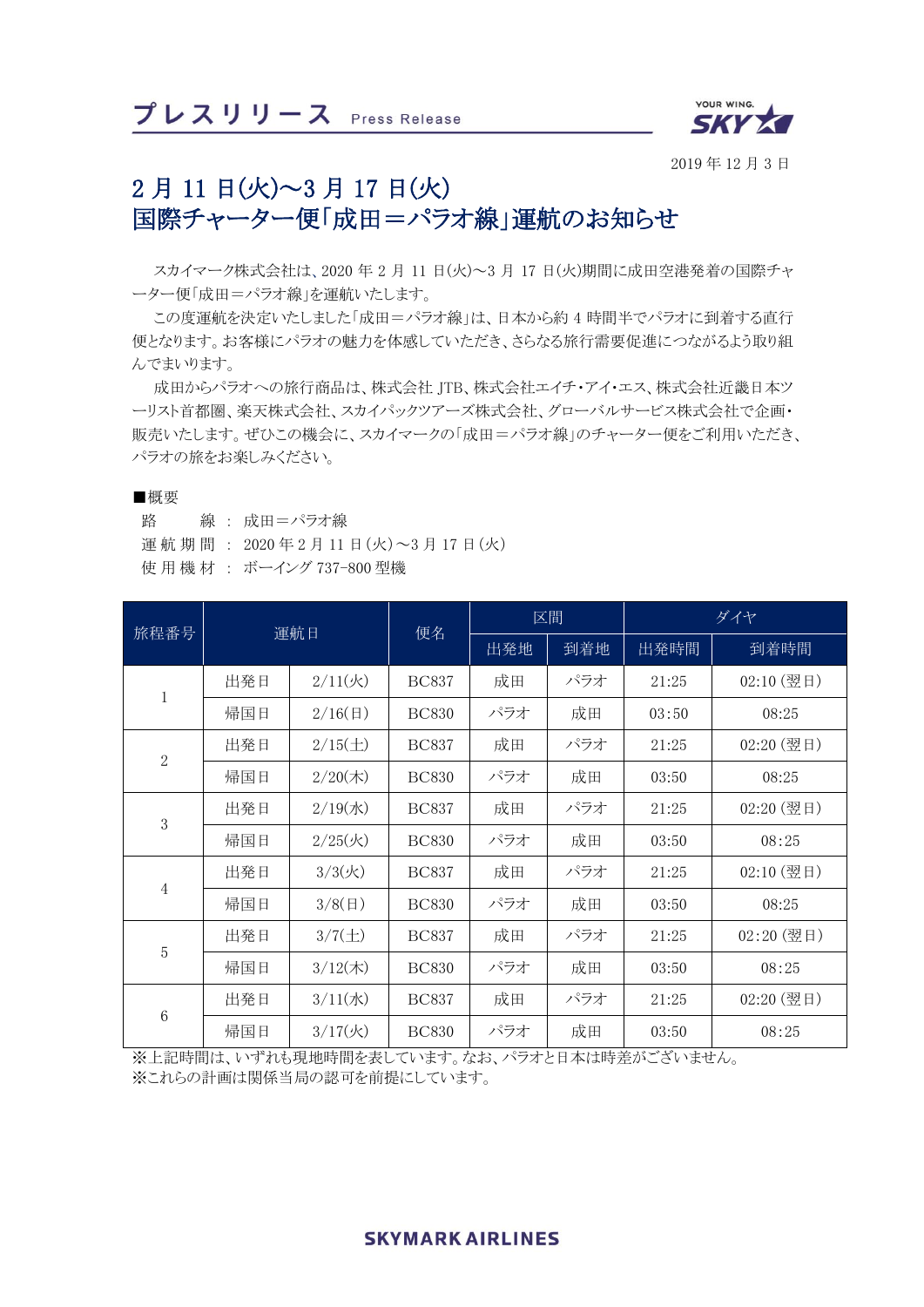プレスリリース Press Release

2019 年 12 月 3 日

# 2 月 11 日(火)～3 月 17 日(火) 国際チャーター便「成田＝パラオ線」運航のお知らせ

スカイマーク株式会社は、2020 年 2 月 11 日(火)～3 月 17 日(火)期間に成田空港発着の国際チャーター便「成田＝パラオ線」を運航いたします。

この度運航を決定いたしました「成田＝パラオ線」は、日本から約 4 時間半でパラオに到着する直行便となります。お客様にパラオの魅力を体感していただき、さらなる旅行需要促進につながるよう取り組んでまいります。

成田からパラオへの旅行商品は、株式会社 JTB、株式会社エイチ・アイ・エス、株式会社近畿日本ツーリスト首都圏、楽天株式会社、スカイパックツアーズ株式会社、グローバルサービス株式会社で企画・販売いたします。ぜひこの機会に、スカイマークの「成田＝パラオ線」のチャーター便をご利用いただき、パラオの旅をお楽しみください。

■概要

路　　線 ： 成田＝パラオ線
運航期間 ： 2020 年 2 月 11 日(火)～3 月 17 日(火)
使用機材 ： ボーイング 737-800 型機

| 旅程番号 | 運航日 | | 便名 | 区間 | | ダイヤ | |
|---|---|---|---|---|---|---|---|
| | | | | 出発地 | 到着地 | 出発時間 | 到着時間 |
| 1 | 出発日 | 2/11(火) | BC837 | 成田 | パラオ | 21:25 | 02:10 (翌日) |
| | 帰国日 | 2/16(日) | BC830 | パラオ | 成田 | 03:50 | 08:25 |
| 2 | 出発日 | 2/15(土) | BC837 | 成田 | パラオ | 21:25 | 02:20 (翌日) |
| | 帰国日 | 2/20(木) | BC830 | パラオ | 成田 | 03:50 | 08:25 |
| 3 | 出発日 | 2/19(水) | BC837 | 成田 | パラオ | 21:25 | 02:20 (翌日) |
| | 帰国日 | 2/25(火) | BC830 | パラオ | 成田 | 03:50 | 08:25 |
| 4 | 出発日 | 3/3(火) | BC837 | 成田 | パラオ | 21:25 | 02:10 (翌日) |
| | 帰国日 | 3/8(日) | BC830 | パラオ | 成田 | 03:50 | 08:25 |
| 5 | 出発日 | 3/7(土) | BC837 | 成田 | パラオ | 21:25 | 02:20 (翌日) |
| | 帰国日 | 3/12(木) | BC830 | パラオ | 成田 | 03:50 | 08:25 |
| 6 | 出発日 | 3/11(水) | BC837 | 成田 | パラオ | 21:25 | 02:20 (翌日) |
| | 帰国日 | 3/17(火) | BC830 | パラオ | 成田 | 03:50 | 08:25 |

※上記時間は、いずれも現地時間を表しています。なお、パラオと日本は時差がございません。
※これらの計画は関係当局の認可を前提にしています。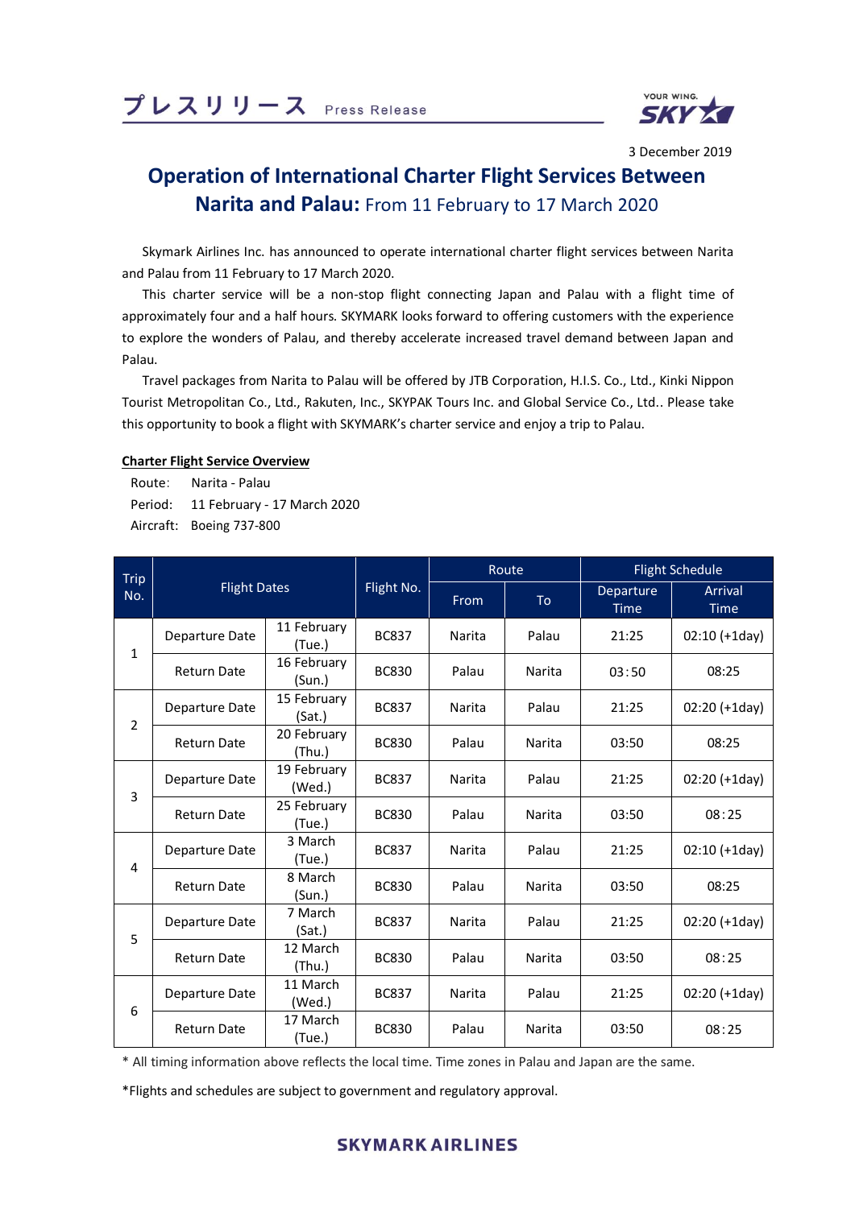プレスリリース Press Release

3 December 2019

# Operation of International Charter Flight Services Between Narita and Palau: From 11 February to 17 March 2020

Skymark Airlines Inc. has announced to operate international charter flight services between Narita and Palau from 11 February to 17 March 2020.

This charter service will be a non-stop flight connecting Japan and Palau with a flight time of approximately four and a half hours. SKYMARK looks forward to offering customers with the experience to explore the wonders of Palau, and thereby accelerate increased travel demand between Japan and Palau.

Travel packages from Narita to Palau will be offered by JTB Corporation, H.I.S. Co., Ltd., Kinki Nippon Tourist Metropolitan Co., Ltd., Rakuten, Inc., SKYPAK Tours Inc. and Global Service Co., Ltd.. Please take this opportunity to book a flight with SKYMARK's charter service and enjoy a trip to Palau.

**Charter Flight Service Overview**

Route: Narita - Palau
Period: 11 February - 17 March 2020
Aircraft: Boeing 737-800

| Trip No. | Flight Dates | | Flight No. | Route | | Flight Schedule | |
|---|---|---|---|---|---|---|---|
| | | | | From | To | Departure Time | Arrival Time |
| 1 | Departure Date | 11 February (Tue.) | BC837 | Narita | Palau | 21:25 | 02:10 (+1day) |
| | Return Date | 16 February (Sun.) | BC830 | Palau | Narita | 03:50 | 08:25 |
| 2 | Departure Date | 15 February (Sat.) | BC837 | Narita | Palau | 21:25 | 02:20 (+1day) |
| | Return Date | 20 February (Thu.) | BC830 | Palau | Narita | 03:50 | 08:25 |
| 3 | Departure Date | 19 February (Wed.) | BC837 | Narita | Palau | 21:25 | 02:20 (+1day) |
| | Return Date | 25 February (Tue.) | BC830 | Palau | Narita | 03:50 | 08:25 |
| 4 | Departure Date | 3 March (Tue.) | BC837 | Narita | Palau | 21:25 | 02:10 (+1day) |
| | Return Date | 8 March (Sun.) | BC830 | Palau | Narita | 03:50 | 08:25 |
| 5 | Departure Date | 7 March (Sat.) | BC837 | Narita | Palau | 21:25 | 02:20 (+1day) |
| | Return Date | 12 March (Thu.) | BC830 | Palau | Narita | 03:50 | 08:25 |
| 6 | Departure Date | 11 March (Wed.) | BC837 | Narita | Palau | 21:25 | 02:20 (+1day) |
| | Return Date | 17 March (Tue.) | BC830 | Palau | Narita | 03:50 | 08:25 |

* All timing information above reflects the local time. Time zones in Palau and Japan are the same.

*Flights and schedules are subject to government and regulatory approval.

SKYMARK AIRLINES